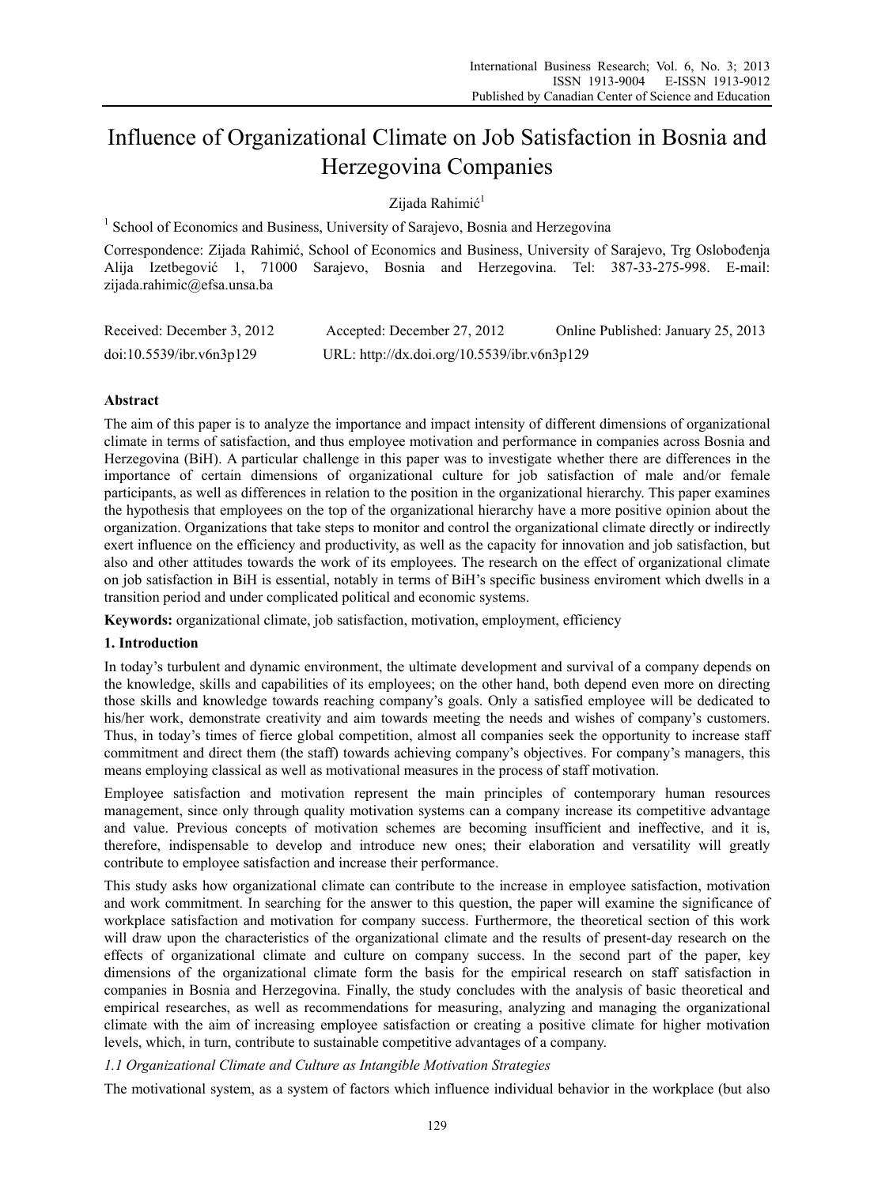# Influence of Organizational Climate on Job Satisfaction in Bosnia and Herzegovina Companies

Zijada Rahimić[1]

[1] School of Economics and Business, University of Sarajevo, Bosnia and Herzegovina

Correspondence: Zijada Rahimić, School of Economics and Business, University of Sarajevo, Trg Oslobođenja Alija Izetbegović 1, 71000 Sarajevo, Bosnia and Herzegovina. Tel: 387-33-275-998. E-mail: zijada.rahimic@efsa.unsa.ba

Received: December 3, 2012 Accepted: December 27, 2012 Online Published: January 25, 2013

doi:10.5539/ibr.v6n3p129 URL: http://dx.doi.org/10.5539/ibr.v6n3p129

## Abstract

The aim of this paper is to analyze the importance and impact intensity of different dimensions of organizational climate in terms of satisfaction, and thus employee motivation and performance in companies across Bosnia and Herzegovina (BiH). A particular challenge in this paper was to investigate whether there are differences in the importance of certain dimensions of organizational culture for job satisfaction of male and/or female participants, as well as differences in relation to the position in the organizational hierarchy. This paper examines the hypothesis that employees on the top of the organizational hierarchy have a more positive opinion about the organization. Organizations that take steps to monitor and control the organizational climate directly or indirectly exert influence on the efficiency and productivity, as well as the capacity for innovation and job satisfaction, but also and other attitudes towards the work of its employees. The research on the effect of organizational climate on job satisfaction in BiH is essential, notably in terms of BiH's specific business enviroment which dwells in a transition period and under complicated political and economic systems.

**Keywords:** organizational climate, job satisfaction, motivation, employment, efficiency

## 1. Introduction

In today's turbulent and dynamic environment, the ultimate development and survival of a company depends on the knowledge, skills and capabilities of its employees; on the other hand, both depend even more on directing those skills and knowledge towards reaching company's goals. Only a satisfied employee will be dedicated to his/her work, demonstrate creativity and aim towards meeting the needs and wishes of company's customers. Thus, in today's times of fierce global competition, almost all companies seek the opportunity to increase staff commitment and direct them (the staff) towards achieving company's objectives. For company's managers, this means employing classical as well as motivational measures in the process of staff motivation.

Employee satisfaction and motivation represent the main principles of contemporary human resources management, since only through quality motivation systems can a company increase its competitive advantage and value. Previous concepts of motivation schemes are becoming insufficient and ineffective, and it is, therefore, indispensable to develop and introduce new ones; their elaboration and versatility will greatly contribute to employee satisfaction and increase their performance.

This study asks how organizational climate can contribute to the increase in employee satisfaction, motivation and work commitment. In searching for the answer to this question, the paper will examine the significance of workplace satisfaction and motivation for company success. Furthermore, the theoretical section of this work will draw upon the characteristics of the organizational climate and the results of present-day research on the effects of organizational climate and culture on company success. In the second part of the paper, key dimensions of the organizational climate form the basis for the empirical research on staff satisfaction in companies in Bosnia and Herzegovina. Finally, the study concludes with the analysis of basic theoretical and empirical researches, as well as recommendations for measuring, analyzing and managing the organizational climate with the aim of increasing employee satisfaction or creating a positive climate for higher motivation levels, which, in turn, contribute to sustainable competitive advantages of a company.

### *1.1 Organizational Climate and Culture as Intangible Motivation Strategies*

The motivational system, as a system of factors which influence individual behavior in the workplace (but also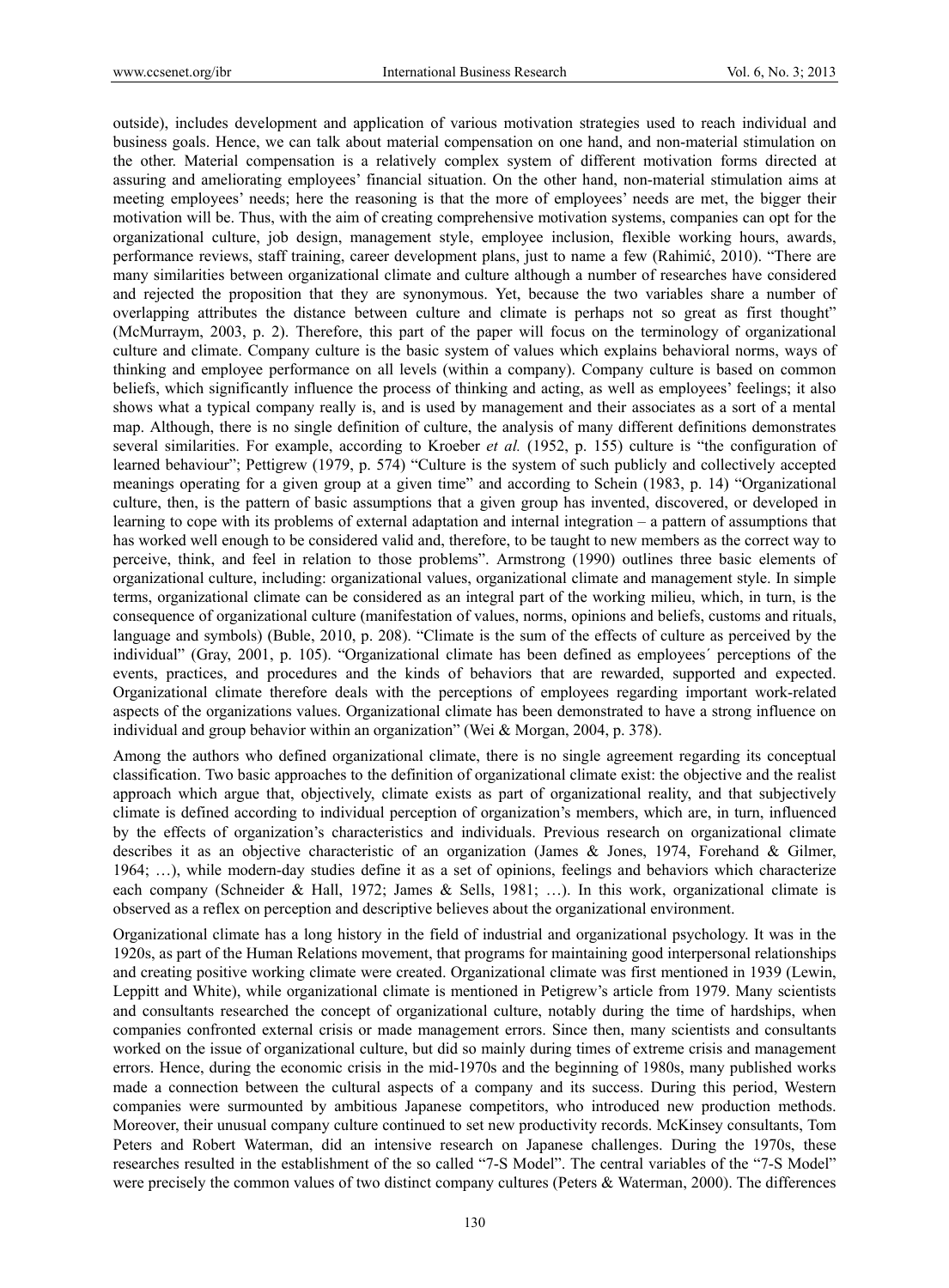outside), includes development and application of various motivation strategies used to reach individual and business goals. Hence, we can talk about material compensation on one hand, and non-material stimulation on the other. Material compensation is a relatively complex system of different motivation forms directed at assuring and ameliorating employees' financial situation. On the other hand, non-material stimulation aims at meeting employees' needs; here the reasoning is that the more of employees' needs are met, the bigger their motivation will be. Thus, with the aim of creating comprehensive motivation systems, companies can opt for the organizational culture, job design, management style, employee inclusion, flexible working hours, awards, performance reviews, staff training, career development plans, just to name a few (Rahimić, 2010). "There are many similarities between organizational climate and culture although a number of researches have considered and rejected the proposition that they are synonymous. Yet, because the two variables share a number of overlapping attributes the distance between culture and climate is perhaps not so great as first thought" (McMurraym, 2003, p. 2). Therefore, this part of the paper will focus on the terminology of organizational culture and climate. Company culture is the basic system of values which explains behavioral norms, ways of thinking and employee performance on all levels (within a company). Company culture is based on common beliefs, which significantly influence the process of thinking and acting, as well as employees' feelings; it also shows what a typical company really is, and is used by management and their associates as a sort of a mental map. Although, there is no single definition of culture, the analysis of many different definitions demonstrates several similarities. For example, according to Kroeber *et al.* (1952, p. 155) culture is "the configuration of learned behaviour"; Pettigrew (1979, p. 574) "Culture is the system of such publicly and collectively accepted meanings operating for a given group at a given time" and according to Schein (1983, p. 14) "Organizational culture, then, is the pattern of basic assumptions that a given group has invented, discovered, or developed in learning to cope with its problems of external adaptation and internal integration – a pattern of assumptions that has worked well enough to be considered valid and, therefore, to be taught to new members as the correct way to perceive, think, and feel in relation to those problems". Armstrong (1990) outlines three basic elements of organizational culture, including: organizational values, organizational climate and management style. In simple terms, organizational climate can be considered as an integral part of the working milieu, which, in turn, is the consequence of organizational culture (manifestation of values, norms, opinions and beliefs, customs and rituals, language and symbols) (Buble, 2010, p. 208). "Climate is the sum of the effects of culture as perceived by the individual" (Gray, 2001, p. 105). "Organizational climate has been defined as employees´ perceptions of the events, practices, and procedures and the kinds of behaviors that are rewarded, supported and expected. Organizational climate therefore deals with the perceptions of employees regarding important work-related aspects of the organizations values. Organizational climate has been demonstrated to have a strong influence on individual and group behavior within an organization" (Wei & Morgan, 2004, p. 378).

Among the authors who defined organizational climate, there is no single agreement regarding its conceptual classification. Two basic approaches to the definition of organizational climate exist: the objective and the realist approach which argue that, objectively, climate exists as part of organizational reality, and that subjectively climate is defined according to individual perception of organization's members, which are, in turn, influenced by the effects of organization's characteristics and individuals. Previous research on organizational climate describes it as an objective characteristic of an organization (James & Jones, 1974, Forehand & Gilmer, 1964; …), while modern-day studies define it as a set of opinions, feelings and behaviors which characterize each company (Schneider & Hall, 1972; James & Sells, 1981; …). In this work, organizational climate is observed as a reflex on perception and descriptive believes about the organizational environment.

Organizational climate has a long history in the field of industrial and organizational psychology. It was in the 1920s, as part of the Human Relations movement, that programs for maintaining good interpersonal relationships and creating positive working climate were created. Organizational climate was first mentioned in 1939 (Lewin, Leppitt and White), while organizational climate is mentioned in Petigrew's article from 1979. Many scientists and consultants researched the concept of organizational culture, notably during the time of hardships, when companies confronted external crisis or made management errors. Since then, many scientists and consultants worked on the issue of organizational culture, but did so mainly during times of extreme crisis and management errors. Hence, during the economic crisis in the mid-1970s and the beginning of 1980s, many published works made a connection between the cultural aspects of a company and its success. During this period, Western companies were surmounted by ambitious Japanese competitors, who introduced new production methods. Moreover, their unusual company culture continued to set new productivity records. McKinsey consultants, Tom Peters and Robert Waterman, did an intensive research on Japanese challenges. During the 1970s, these researches resulted in the establishment of the so called "7-S Model". The central variables of the "7-S Model" were precisely the common values of two distinct company cultures (Peters & Waterman, 2000). The differences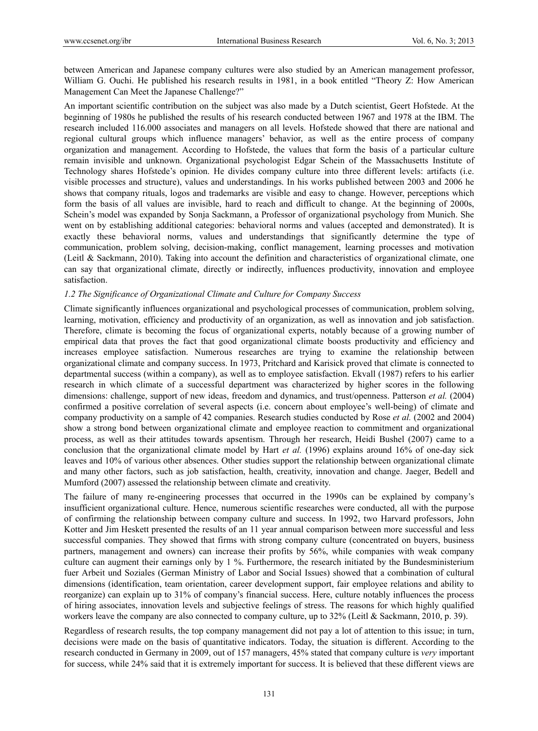between American and Japanese company cultures were also studied by an American management professor, William G. Ouchi. He published his research results in 1981, in a book entitled "Theory Z: How American Management Can Meet the Japanese Challenge?"

An important scientific contribution on the subject was also made by a Dutch scientist, Geert Hofstede. At the beginning of 1980s he published the results of his research conducted between 1967 and 1978 at the IBM. The research included 116.000 associates and managers on all levels. Hofstede showed that there are national and regional cultural groups which influence managers' behavior, as well as the entire process of company organization and management. According to Hofstede, the values that form the basis of a particular culture remain invisible and unknown. Organizational psychologist Edgar Schein of the Massachusetts Institute of Technology shares Hofstede's opinion. He divides company culture into three different levels: artifacts (i.e. visible processes and structure), values and understandings. In his works published between 2003 and 2006 he shows that company rituals, logos and trademarks are visible and easy to change. However, perceptions which form the basis of all values are invisible, hard to reach and difficult to change. At the beginning of 2000s, Schein's model was expanded by Sonja Sackmann, a Professor of organizational psychology from Munich. She went on by establishing additional categories: behavioral norms and values (accepted and demonstrated). It is exactly these behavioral norms, values and understandings that significantly determine the type of communication, problem solving, decision-making, conflict management, learning processes and motivation (Leitl & Sackmann, 2010). Taking into account the definition and characteristics of organizational climate, one can say that organizational climate, directly or indirectly, influences productivity, innovation and employee satisfaction.

### *1.2 The Significance of Organizational Climate and Culture for Company Success*

Climate significantly influences organizational and psychological processes of communication, problem solving, learning, motivation, efficiency and productivity of an organization, as well as innovation and job satisfaction. Therefore, climate is becoming the focus of organizational experts, notably because of a growing number of empirical data that proves the fact that good organizational climate boosts productivity and efficiency and increases employee satisfaction. Numerous researches are trying to examine the relationship between organizational climate and company success. In 1973, Pritchard and Karisick proved that climate is connected to departmental success (within a company), as well as to employee satisfaction. Ekvall (1987) refers to his earlier research in which climate of a successful department was characterized by higher scores in the following dimensions: challenge, support of new ideas, freedom and dynamics, and trust/openness. Patterson *et al.* (2004) confirmed a positive correlation of several aspects (i.e. concern about employee's well-being) of climate and company productivity on a sample of 42 companies. Research studies conducted by Rose *et al.* (2002 and 2004) show a strong bond between organizational climate and employee reaction to commitment and organizational process, as well as their attitudes towards apsentism. Through her research, Heidi Bushel (2007) came to a conclusion that the organizational climate model by Hart *et al.* (1996) explains around 16% of one-day sick leaves and 10% of various other absences. Other studies support the relationship between organizational climate and many other factors, such as job satisfaction, health, creativity, innovation and change. Jaeger, Bedell and Mumford (2007) assessed the relationship between climate and creativity.

The failure of many re-engineering processes that occurred in the 1990s can be explained by company's insufficient organizational culture. Hence, numerous scientific researches were conducted, all with the purpose of confirming the relationship between company culture and success. In 1992, two Harvard professors, John Kotter and Jim Heskett presented the results of an 11 year annual comparison between more successful and less successful companies. They showed that firms with strong company culture (concentrated on buyers, business partners, management and owners) can increase their profits by 56%, while companies with weak company culture can augment their earnings only by 1 %. Furthermore, the research initiated by the Bundesministerium fuer Arbeit und Soziales (German Ministry of Labor and Social Issues) showed that a combination of cultural dimensions (identification, team orientation, career development support, fair employee relations and ability to reorganize) can explain up to 31% of company's financial success. Here, culture notably influences the process of hiring associates, innovation levels and subjective feelings of stress. The reasons for which highly qualified workers leave the company are also connected to company culture, up to 32% (Leitl & Sackmann, 2010, p. 39).

Regardless of research results, the top company management did not pay a lot of attention to this issue; in turn, decisions were made on the basis of quantitative indicators. Today, the situation is different. According to the research conducted in Germany in 2009, out of 157 managers, 45% stated that company culture is *very* important for success, while 24% said that it is extremely important for success. It is believed that these different views are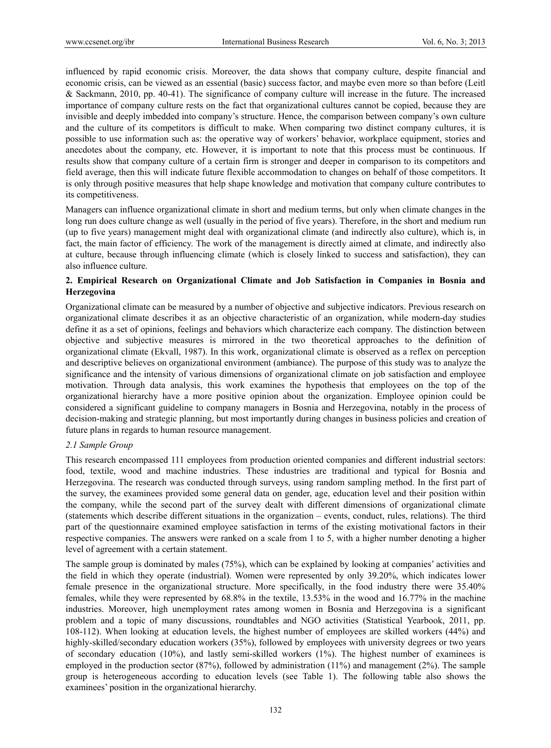influenced by rapid economic crisis. Moreover, the data shows that company culture, despite financial and economic crisis, can be viewed as an essential (basic) success factor, and maybe even more so than before (Leitl & Sackmann, 2010, pp. 40-41). The significance of company culture will increase in the future. The increased importance of company culture rests on the fact that organizational cultures cannot be copied, because they are invisible and deeply imbedded into company's structure. Hence, the comparison between company's own culture and the culture of its competitors is difficult to make. When comparing two distinct company cultures, it is possible to use information such as: the operative way of workers' behavior, workplace equipment, stories and anecdotes about the company, etc. However, it is important to note that this process must be continuous. If results show that company culture of a certain firm is stronger and deeper in comparison to its competitors and field average, then this will indicate future flexible accommodation to changes on behalf of those competitors. It is only through positive measures that help shape knowledge and motivation that company culture contributes to its competitiveness.

Managers can influence organizational climate in short and medium terms, but only when climate changes in the long run does culture change as well (usually in the period of five years). Therefore, in the short and medium run (up to five years) management might deal with organizational climate (and indirectly also culture), which is, in fact, the main factor of efficiency. The work of the management is directly aimed at climate, and indirectly also at culture, because through influencing climate (which is closely linked to success and satisfaction), they can also influence culture.

## 2. Empirical Research on Organizational Climate and Job Satisfaction in Companies in Bosnia and Herzegovina

Organizational climate can be measured by a number of objective and subjective indicators. Previous research on organizational climate describes it as an objective characteristic of an organization, while modern-day studies define it as a set of opinions, feelings and behaviors which characterize each company. The distinction between objective and subjective measures is mirrored in the two theoretical approaches to the definition of organizational climate (Ekvall, 1987). In this work, organizational climate is observed as a reflex on perception and descriptive believes on organizational environment (ambiance). The purpose of this study was to analyze the significance and the intensity of various dimensions of organizational climate on job satisfaction and employee motivation. Through data analysis, this work examines the hypothesis that employees on the top of the organizational hierarchy have a more positive opinion about the organization. Employee opinion could be considered a significant guideline to company managers in Bosnia and Herzegovina, notably in the process of decision-making and strategic planning, but most importantly during changes in business policies and creation of future plans in regards to human resource management.

### *2.1 Sample Group*

This research encompassed 111 employees from production oriented companies and different industrial sectors: food, textile, wood and machine industries. These industries are traditional and typical for Bosnia and Herzegovina. The research was conducted through surveys, using random sampling method. In the first part of the survey, the examinees provided some general data on gender, age, education level and their position within the company, while the second part of the survey dealt with different dimensions of organizational climate (statements which describe different situations in the organization – events, conduct, rules, relations). The third part of the questionnaire examined employee satisfaction in terms of the existing motivational factors in their respective companies. The answers were ranked on a scale from 1 to 5, with a higher number denoting a higher level of agreement with a certain statement.

The sample group is dominated by males (75%), which can be explained by looking at companies' activities and the field in which they operate (industrial). Women were represented by only 39.20%, which indicates lower female presence in the organizational structure. More specifically, in the food industry there were 35.40% females, while they were represented by 68.8% in the textile, 13.53% in the wood and 16.77% in the machine industries. Moreover, high unemployment rates among women in Bosnia and Herzegovina is a significant problem and a topic of many discussions, roundtables and NGO activities (Statistical Yearbook, 2011, pp. 108-112). When looking at education levels, the highest number of employees are skilled workers (44%) and highly-skilled/secondary education workers (35%), followed by employees with university degrees or two years of secondary education (10%), and lastly semi-skilled workers (1%). The highest number of examinees is employed in the production sector (87%), followed by administration (11%) and management (2%). The sample group is heterogeneous according to education levels (see Table 1). The following table also shows the examinees' position in the organizational hierarchy.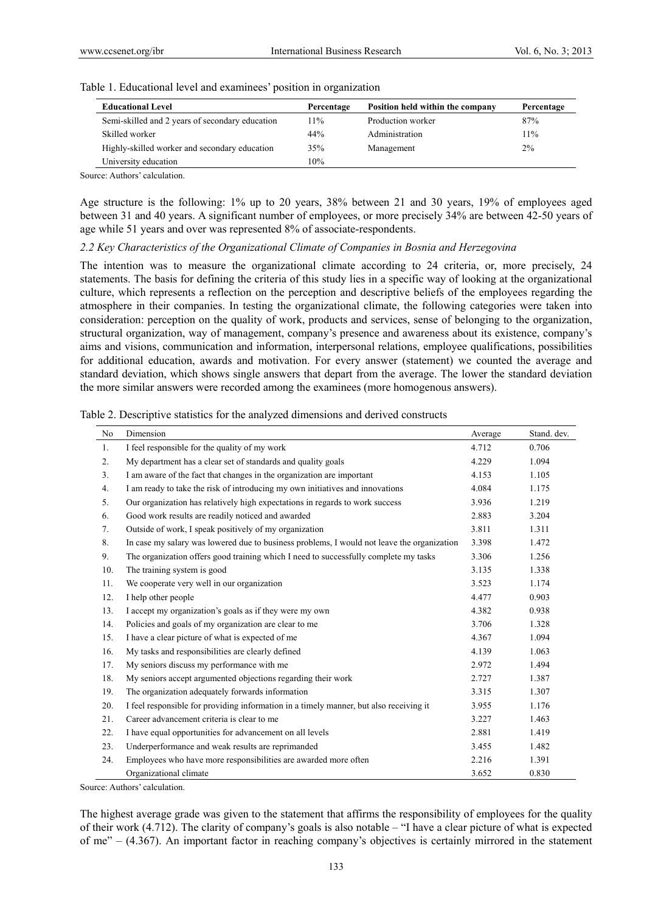Table 1. Educational level and examinees' position in organization

| Educational Level | Percentage | Position held within the company | Percentage |
|---|---|---|---|
| Semi-skilled and 2 years of secondary education | 11% | Production worker | 87% |
| Skilled worker | 44% | Administration | 11% |
| Highly-skilled worker and secondary education | 35% | Management | 2% |
| University education | 10% | | |

Source: Authors' calculation.

Age structure is the following: 1% up to 20 years, 38% between 21 and 30 years, 19% of employees aged between 31 and 40 years. A significant number of employees, or more precisely 34% are between 42-50 years of age while 51 years and over was represented 8% of associate-respondents.

### *2.2 Key Characteristics of the Organizational Climate of Companies in Bosnia and Herzegovina*

The intention was to measure the organizational climate according to 24 criteria, or, more precisely, 24 statements. The basis for defining the criteria of this study lies in a specific way of looking at the organizational culture, which represents a reflection on the perception and descriptive beliefs of the employees regarding the atmosphere in their companies. In testing the organizational climate, the following categories were taken into consideration: perception on the quality of work, products and services, sense of belonging to the organization, structural organization, way of management, company's presence and awareness about its existence, company's aims and visions, communication and information, interpersonal relations, employee qualifications, possibilities for additional education, awards and motivation. For every answer (statement) we counted the average and standard deviation, which shows single answers that depart from the average. The lower the standard deviation the more similar answers were recorded among the examinees (more homogenous answers).

Table 2. Descriptive statistics for the analyzed dimensions and derived constructs

| No | Dimension | Average | Stand. dev. |
|---|---|---|---|
| 1. | I feel responsible for the quality of my work | 4.712 | 0.706 |
| 2. | My department has a clear set of standards and quality goals | 4.229 | 1.094 |
| 3. | I am aware of the fact that changes in the organization are important | 4.153 | 1.105 |
| 4. | I am ready to take the risk of introducing my own initiatives and innovations | 4.084 | 1.175 |
| 5. | Our organization has relatively high expectations in regards to work success | 3.936 | 1.219 |
| 6. | Good work results are readily noticed and awarded | 2.883 | 3.204 |
| 7. | Outside of work, I speak positively of my organization | 3.811 | 1.311 |
| 8. | In case my salary was lowered due to business problems, I would not leave the organization | 3.398 | 1.472 |
| 9. | The organization offers good training which I need to successfully complete my tasks | 3.306 | 1.256 |
| 10. | The training system is good | 3.135 | 1.338 |
| 11. | We cooperate very well in our organization | 3.523 | 1.174 |
| 12. | I help other people | 4.477 | 0.903 |
| 13. | I accept my organization's goals as if they were my own | 4.382 | 0.938 |
| 14. | Policies and goals of my organization are clear to me | 3.706 | 1.328 |
| 15. | I have a clear picture of what is expected of me | 4.367 | 1.094 |
| 16. | My tasks and responsibilities are clearly defined | 4.139 | 1.063 |
| 17. | My seniors discuss my performance with me | 2.972 | 1.494 |
| 18. | My seniors accept argumented objections regarding their work | 2.727 | 1.387 |
| 19. | The organization adequately forwards information | 3.315 | 1.307 |
| 20. | I feel responsible for providing information in a timely manner, but also receiving it | 3.955 | 1.176 |
| 21. | Career advancement criteria is clear to me | 3.227 | 1.463 |
| 22. | I have equal opportunities for advancement on all levels | 2.881 | 1.419 |
| 23. | Underperformance and weak results are reprimanded | 3.455 | 1.482 |
| 24. | Employees who have more responsibilities are awarded more often | 2.216 | 1.391 |
| | Organizational climate | 3.652 | 0.830 |

Source: Authors' calculation.

The highest average grade was given to the statement that affirms the responsibility of employees for the quality of their work (4.712). The clarity of company's goals is also notable – "I have a clear picture of what is expected of me" – (4.367). An important factor in reaching company's objectives is certainly mirrored in the statement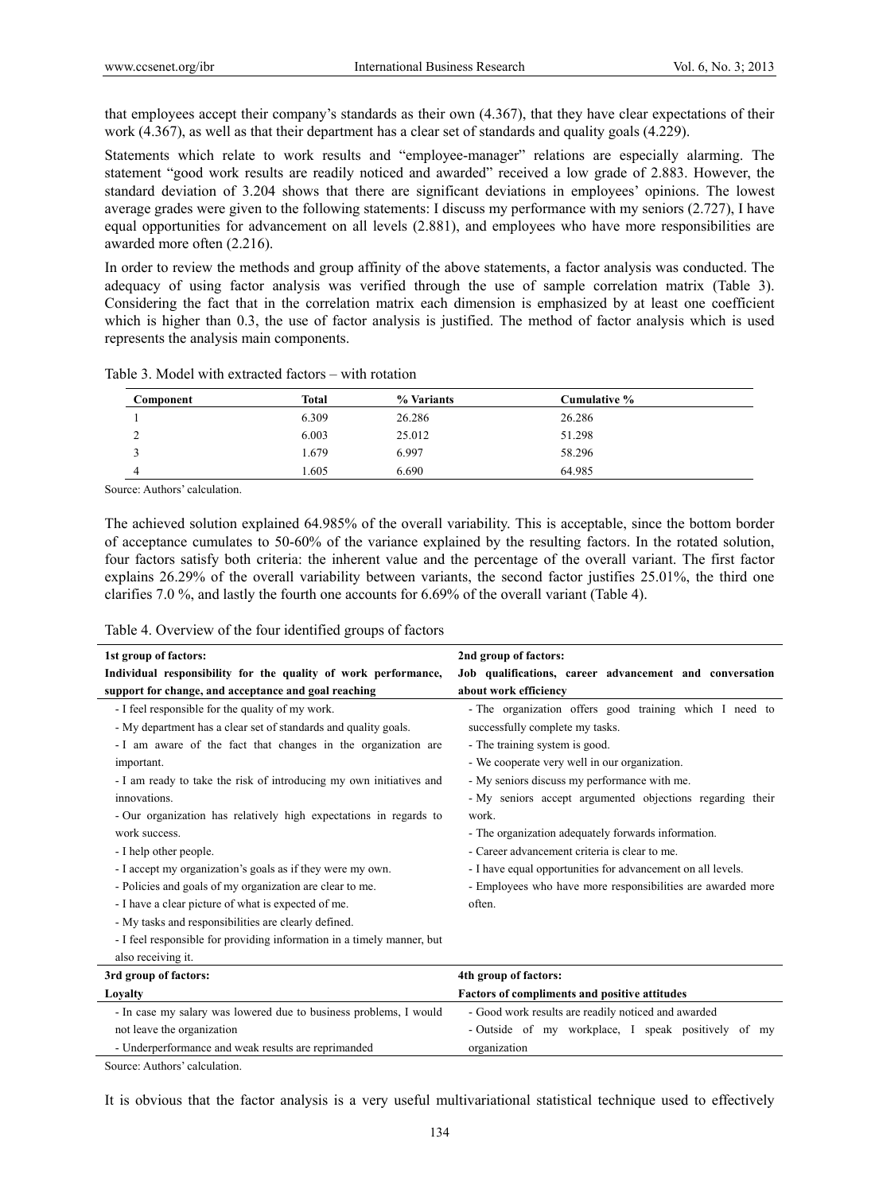that employees accept their company's standards as their own (4.367), that they have clear expectations of their work (4.367), as well as that their department has a clear set of standards and quality goals (4.229).

Statements which relate to work results and "employee-manager" relations are especially alarming. The statement "good work results are readily noticed and awarded" received a low grade of 2.883. However, the standard deviation of 3.204 shows that there are significant deviations in employees' opinions. The lowest average grades were given to the following statements: I discuss my performance with my seniors (2.727), I have equal opportunities for advancement on all levels (2.881), and employees who have more responsibilities are awarded more often (2.216).

In order to review the methods and group affinity of the above statements, a factor analysis was conducted. The adequacy of using factor analysis was verified through the use of sample correlation matrix (Table 3). Considering the fact that in the correlation matrix each dimension is emphasized by at least one coefficient which is higher than 0.3, the use of factor analysis is justified. The method of factor analysis which is used represents the analysis main components.

Table 3. Model with extracted factors – with rotation

| Component | Total | % Variants | Cumulative % |
|---|---|---|---|
| 1 | 6.309 | 26.286 | 26.286 |
| 2 | 6.003 | 25.012 | 51.298 |
| 3 | 1.679 | 6.997 | 58.296 |
| 4 | 1.605 | 6.690 | 64.985 |

Source: Authors' calculation.

The achieved solution explained 64.985% of the overall variability. This is acceptable, since the bottom border of acceptance cumulates to 50-60% of the variance explained by the resulting factors. In the rotated solution, four factors satisfy both criteria: the inherent value and the percentage of the overall variant. The first factor explains 26.29% of the overall variability between variants, the second factor justifies 25.01%, the third one clarifies 7.0 %, and lastly the fourth one accounts for 6.69% of the overall variant (Table 4).

Table 4. Overview of the four identified groups of factors

| **1st group of factors: Individual responsibility for the quality of work performance, support for change, and acceptance and goal reaching** | **2nd group of factors: Job qualifications, career advancement and conversation about work efficiency** |
|---|---|
| - I feel responsible for the quality of my work.<br>- My department has a clear set of standards and quality goals.<br>- I am aware of the fact that changes in the organization are important.<br>- I am ready to take the risk of introducing my own initiatives and innovations.<br>- Our organization has relatively high expectations in regards to work success.<br>- I help other people.<br>- I accept my organization's goals as if they were my own.<br>- Policies and goals of my organization are clear to me.<br>- I have a clear picture of what is expected of me.<br>- My tasks and responsibilities are clearly defined.<br>- I feel responsible for providing information in a timely manner, but also receiving it. | - The organization offers good training which I need to successfully complete my tasks.<br>- The training system is good.<br>- We cooperate very well in our organization.<br>- My seniors discuss my performance with me.<br>- My seniors accept argumented objections regarding their work.<br>- The organization adequately forwards information.<br>- Career advancement criteria is clear to me.<br>- I have equal opportunities for advancement on all levels.<br>- Employees who have more responsibilities are awarded more often. |
| **3rd group of factors: Loyalty** | **4th group of factors: Factors of compliments and positive attitudes** |
| - In case my salary was lowered due to business problems, I would not leave the organization<br>- Underperformance and weak results are reprimanded | - Good work results are readily noticed and awarded<br>- Outside of my workplace, I speak positively of my organization |

Source: Authors' calculation.

It is obvious that the factor analysis is a very useful multivariational statistical technique used to effectively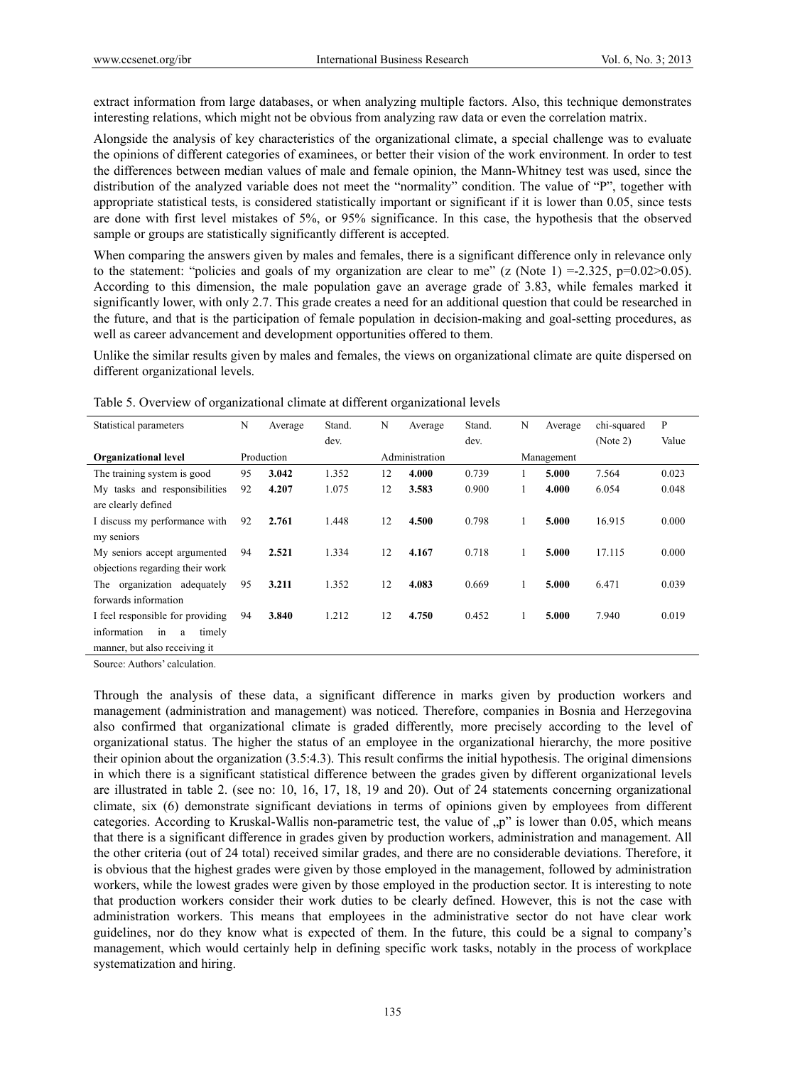extract information from large databases, or when analyzing multiple factors. Also, this technique demonstrates interesting relations, which might not be obvious from analyzing raw data or even the correlation matrix.

Alongside the analysis of key characteristics of the organizational climate, a special challenge was to evaluate the opinions of different categories of examinees, or better their vision of the work environment. In order to test the differences between median values of male and female opinion, the Mann-Whitney test was used, since the distribution of the analyzed variable does not meet the "normality" condition. The value of "P", together with appropriate statistical tests, is considered statistically important or significant if it is lower than 0.05, since tests are done with first level mistakes of 5%, or 95% significance. In this case, the hypothesis that the observed sample or groups are statistically significantly different is accepted.

When comparing the answers given by males and females, there is a significant difference only in relevance only to the statement: "policies and goals of my organization are clear to me" (z (Note 1) =-2.325, p=0.02>0.05). According to this dimension, the male population gave an average grade of 3.83, while females marked it significantly lower, with only 2.7. This grade creates a need for an additional question that could be researched in the future, and that is the participation of female population in decision-making and goal-setting procedures, as well as career advancement and development opportunities offered to them.

Unlike the similar results given by males and females, the views on organizational climate are quite dispersed on different organizational levels.

Table 5. Overview of organizational climate at different organizational levels

| Statistical parameters | N | Average | Stand. dev. | N | Average | Stand. dev. | N | Average | chi-squared (Note 2) | P Value |
|---|---|---|---|---|---|---|---|---|---|---|
| **Organizational level** | Production | | | Administration | | | Management | | | |
| The training system is good | 95 | **3.042** | 1.352 | 12 | **4.000** | 0.739 | 1 | **5.000** | 7.564 | 0.023 |
| My tasks and responsibilities are clearly defined | 92 | **4.207** | 1.075 | 12 | **3.583** | 0.900 | 1 | **4.000** | 6.054 | 0.048 |
| I discuss my performance with my seniors | 92 | **2.761** | 1.448 | 12 | **4.500** | 0.798 | 1 | **5.000** | 16.915 | 0.000 |
| My seniors accept argumented objections regarding their work | 94 | **2.521** | 1.334 | 12 | **4.167** | 0.718 | 1 | **5.000** | 17.115 | 0.000 |
| The organization adequately forwards information | 95 | **3.211** | 1.352 | 12 | **4.083** | 0.669 | 1 | **5.000** | 6.471 | 0.039 |
| I feel responsible for providing information in a timely manner, but also receiving it | 94 | **3.840** | 1.212 | 12 | **4.750** | 0.452 | 1 | **5.000** | 7.940 | 0.019 |

Source: Authors' calculation.

Through the analysis of these data, a significant difference in marks given by production workers and management (administration and management) was noticed. Therefore, companies in Bosnia and Herzegovina also confirmed that organizational climate is graded differently, more precisely according to the level of organizational status. The higher the status of an employee in the organizational hierarchy, the more positive their opinion about the organization (3.5:4.3). This result confirms the initial hypothesis. The original dimensions in which there is a significant statistical difference between the grades given by different organizational levels are illustrated in table 2. (see no: 10, 16, 17, 18, 19 and 20). Out of 24 statements concerning organizational climate, six (6) demonstrate significant deviations in terms of opinions given by employees from different categories. According to Kruskal-Wallis non-parametric test, the value of „p" is lower than 0.05, which means that there is a significant difference in grades given by production workers, administration and management. All the other criteria (out of 24 total) received similar grades, and there are no considerable deviations. Therefore, it is obvious that the highest grades were given by those employed in the management, followed by administration workers, while the lowest grades were given by those employed in the production sector. It is interesting to note that production workers consider their work duties to be clearly defined. However, this is not the case with administration workers. This means that employees in the administrative sector do not have clear work guidelines, nor do they know what is expected of them. In the future, this could be a signal to company's management, which would certainly help in defining specific work tasks, notably in the process of workplace systematization and hiring.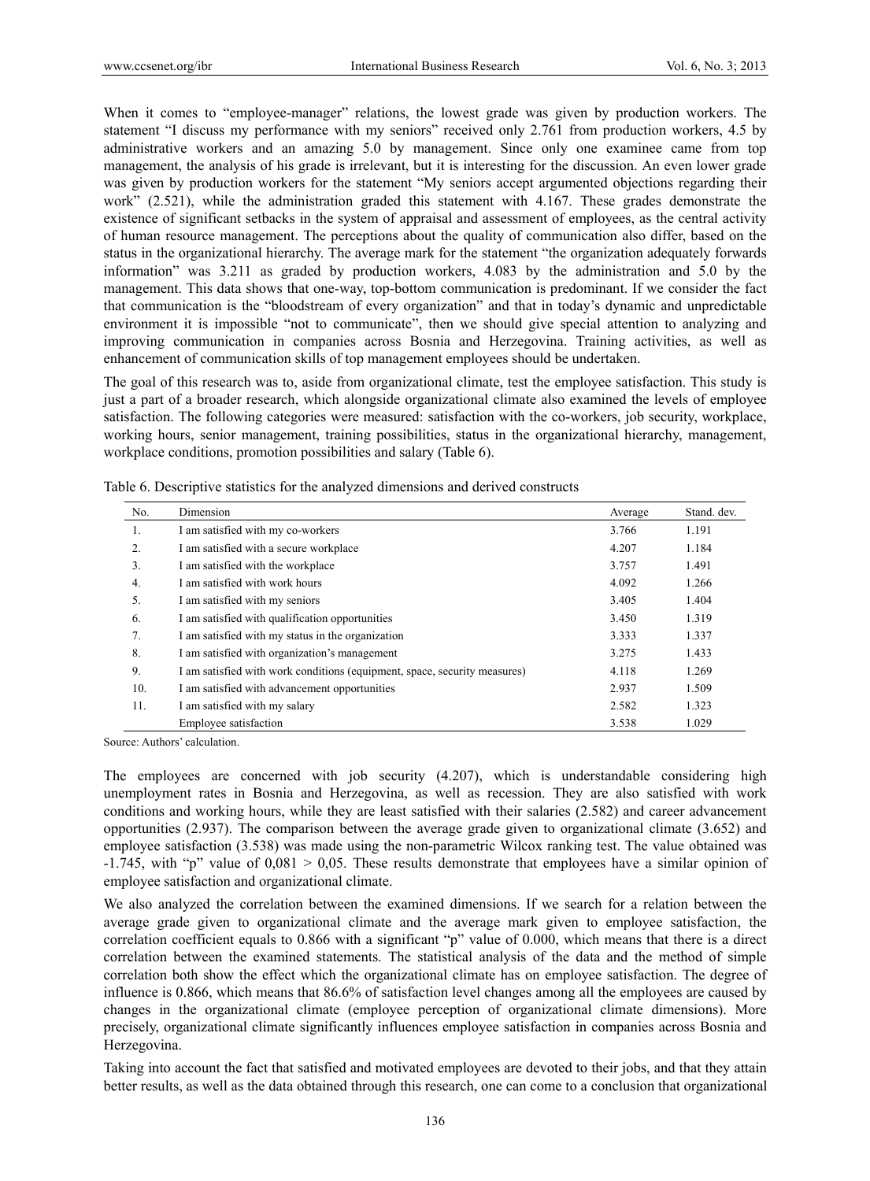When it comes to "employee-manager" relations, the lowest grade was given by production workers. The statement "I discuss my performance with my seniors" received only 2.761 from production workers, 4.5 by administrative workers and an amazing 5.0 by management. Since only one examinee came from top management, the analysis of his grade is irrelevant, but it is interesting for the discussion. An even lower grade was given by production workers for the statement "My seniors accept argumented objections regarding their work" (2.521), while the administration graded this statement with 4.167. These grades demonstrate the existence of significant setbacks in the system of appraisal and assessment of employees, as the central activity of human resource management. The perceptions about the quality of communication also differ, based on the status in the organizational hierarchy. The average mark for the statement "the organization adequately forwards information" was 3.211 as graded by production workers, 4.083 by the administration and 5.0 by the management. This data shows that one-way, top-bottom communication is predominant. If we consider the fact that communication is the "bloodstream of every organization" and that in today's dynamic and unpredictable environment it is impossible "not to communicate", then we should give special attention to analyzing and improving communication in companies across Bosnia and Herzegovina. Training activities, as well as enhancement of communication skills of top management employees should be undertaken.

The goal of this research was to, aside from organizational climate, test the employee satisfaction. This study is just a part of a broader research, which alongside organizational climate also examined the levels of employee satisfaction. The following categories were measured: satisfaction with the co-workers, job security, workplace, working hours, senior management, training possibilities, status in the organizational hierarchy, management, workplace conditions, promotion possibilities and salary (Table 6).

Table 6. Descriptive statistics for the analyzed dimensions and derived constructs

| No. | Dimension | Average | Stand. dev. |
|---|---|---|---|
| 1. | I am satisfied with my co-workers | 3.766 | 1.191 |
| 2. | I am satisfied with a secure workplace | 4.207 | 1.184 |
| 3. | I am satisfied with the workplace | 3.757 | 1.491 |
| 4. | I am satisfied with work hours | 4.092 | 1.266 |
| 5. | I am satisfied with my seniors | 3.405 | 1.404 |
| 6. | I am satisfied with qualification opportunities | 3.450 | 1.319 |
| 7. | I am satisfied with my status in the organization | 3.333 | 1.337 |
| 8. | I am satisfied with organization's management | 3.275 | 1.433 |
| 9. | I am satisfied with work conditions (equipment, space, security measures) | 4.118 | 1.269 |
| 10. | I am satisfied with advancement opportunities | 2.937 | 1.509 |
| 11. | I am satisfied with my salary | 2.582 | 1.323 |
| | Employee satisfaction | 3.538 | 1.029 |

Source: Authors' calculation.

The employees are concerned with job security (4.207), which is understandable considering high unemployment rates in Bosnia and Herzegovina, as well as recession. They are also satisfied with work conditions and working hours, while they are least satisfied with their salaries (2.582) and career advancement opportunities (2.937). The comparison between the average grade given to organizational climate (3.652) and employee satisfaction (3.538) was made using the non-parametric Wilcox ranking test. The value obtained was -1.745, with "p" value of 0,081 > 0,05. These results demonstrate that employees have a similar opinion of employee satisfaction and organizational climate.

We also analyzed the correlation between the examined dimensions. If we search for a relation between the average grade given to organizational climate and the average mark given to employee satisfaction, the correlation coefficient equals to 0.866 with a significant "p" value of 0.000, which means that there is a direct correlation between the examined statements. The statistical analysis of the data and the method of simple correlation both show the effect which the organizational climate has on employee satisfaction. The degree of influence is 0.866, which means that 86.6% of satisfaction level changes among all the employees are caused by changes in the organizational climate (employee perception of organizational climate dimensions). More precisely, organizational climate significantly influences employee satisfaction in companies across Bosnia and Herzegovina.

Taking into account the fact that satisfied and motivated employees are devoted to their jobs, and that they attain better results, as well as the data obtained through this research, one can come to a conclusion that organizational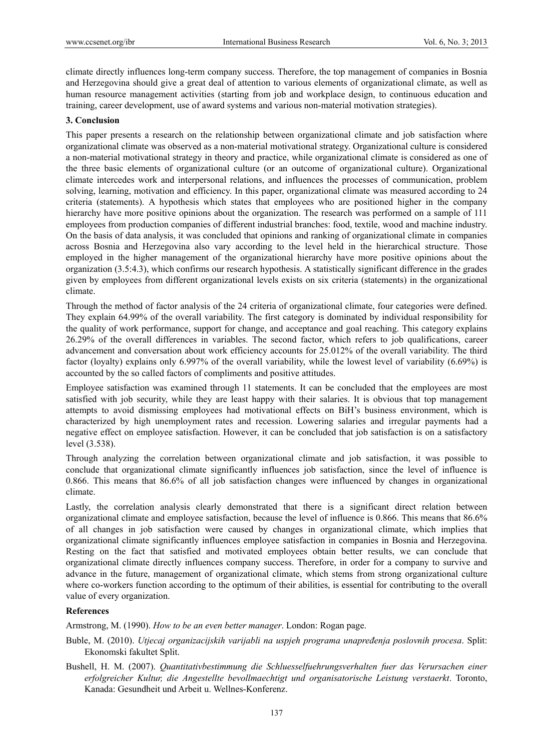climate directly influences long-term company success. Therefore, the top management of companies in Bosnia and Herzegovina should give a great deal of attention to various elements of organizational climate, as well as human resource management activities (starting from job and workplace design, to continuous education and training, career development, use of award systems and various non-material motivation strategies).

### 3. Conclusion

This paper presents a research on the relationship between organizational climate and job satisfaction where organizational climate was observed as a non-material motivational strategy. Organizational culture is considered a non-material motivational strategy in theory and practice, while organizational climate is considered as one of the three basic elements of organizational culture (or an outcome of organizational culture). Organizational climate intercedes work and interpersonal relations, and influences the processes of communication, problem solving, learning, motivation and efficiency. In this paper, organizational climate was measured according to 24 criteria (statements). A hypothesis which states that employees who are positioned higher in the company hierarchy have more positive opinions about the organization. The research was performed on a sample of 111 employees from production companies of different industrial branches: food, textile, wood and machine industry. On the basis of data analysis, it was concluded that opinions and ranking of organizational climate in companies across Bosnia and Herzegovina also vary according to the level held in the hierarchical structure. Those employed in the higher management of the organizational hierarchy have more positive opinions about the organization (3.5:4.3), which confirms our research hypothesis. A statistically significant difference in the grades given by employees from different organizational levels exists on six criteria (statements) in the organizational climate.

Through the method of factor analysis of the 24 criteria of organizational climate, four categories were defined. They explain 64.99% of the overall variability. The first category is dominated by individual responsibility for the quality of work performance, support for change, and acceptance and goal reaching. This category explains 26.29% of the overall differences in variables. The second factor, which refers to job qualifications, career advancement and conversation about work efficiency accounts for 25.012% of the overall variability. The third factor (loyalty) explains only 6.997% of the overall variability, while the lowest level of variability (6.69%) is accounted by the so called factors of compliments and positive attitudes.

Employee satisfaction was examined through 11 statements. It can be concluded that the employees are most satisfied with job security, while they are least happy with their salaries. It is obvious that top management attempts to avoid dismissing employees had motivational effects on BiH's business environment, which is characterized by high unemployment rates and recession. Lowering salaries and irregular payments had a negative effect on employee satisfaction. However, it can be concluded that job satisfaction is on a satisfactory level (3.538).

Through analyzing the correlation between organizational climate and job satisfaction, it was possible to conclude that organizational climate significantly influences job satisfaction, since the level of influence is 0.866. This means that 86.6% of all job satisfaction changes were influenced by changes in organizational climate.

Lastly, the correlation analysis clearly demonstrated that there is a significant direct relation between organizational climate and employee satisfaction, because the level of influence is 0.866. This means that 86.6% of all changes in job satisfaction were caused by changes in organizational climate, which implies that organizational climate significantly influences employee satisfaction in companies in Bosnia and Herzegovina. Resting on the fact that satisfied and motivated employees obtain better results, we can conclude that organizational climate directly influences company success. Therefore, in order for a company to survive and advance in the future, management of organizational climate, which stems from strong organizational culture where co-workers function according to the optimum of their abilities, is essential for contributing to the overall value of every organization.

### References

Armstrong, M. (1990). *How to be an even better manager*. London: Rogan page.

Buble, M. (2010). *Utjecaj organizacijskih varijabli na uspjeh programa unapređenja poslovnih procesa*. Split: Ekonomski fakultet Split.

Bushell, H. M. (2007). *Quantitativbestimmung die Schluesselfuehrungsverhalten fuer das Verursachen einer erfolgreicher Kultur, die Angestellte bevollmaechtigt und organisatorische Leistung verstaerkt*. Toronto, Kanada: Gesundheit und Arbeit u. Wellnes-Konferenz.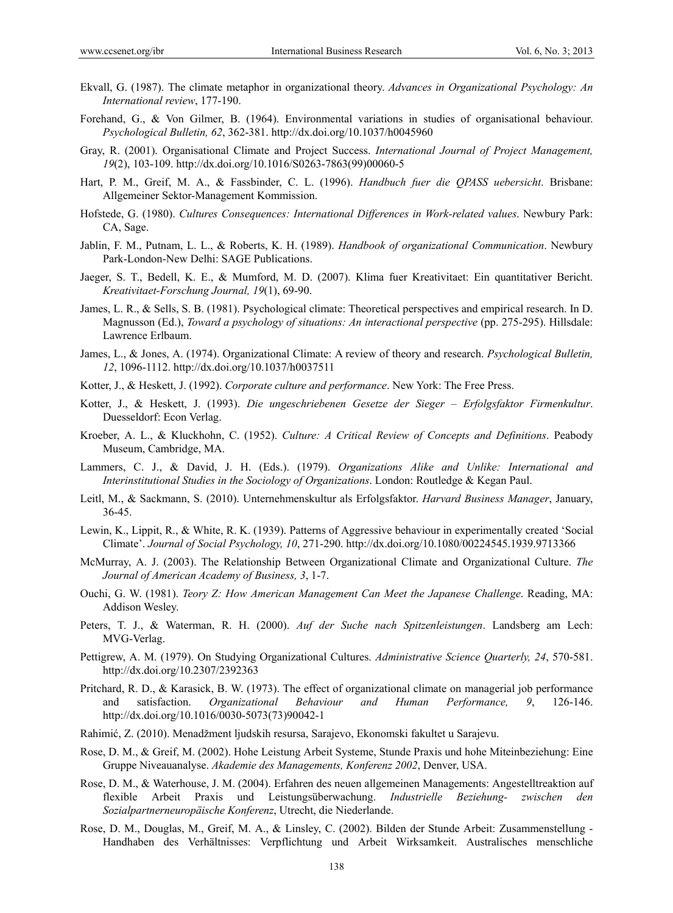Ekvall, G. (1987). The climate metaphor in organizational theory. *Advances in Organizational Psychology: An International review*, 177-190.

Forehand, G., & Von Gilmer, B. (1964). Environmental variations in studies of organisational behaviour. *Psychological Bulletin, 62*, 362-381. http://dx.doi.org/10.1037/h0045960

Gray, R. (2001). Organisational Climate and Project Success. *International Journal of Project Management, 19*(2), 103-109. http://dx.doi.org/10.1016/S0263-7863(99)00060-5

Hart, P. M., Greif, M. A., & Fassbinder, C. L. (1996). *Handbuch fuer die QPASS uebersicht*. Brisbane: Allgemeiner Sektor-Management Kommission.

Hofstede, G. (1980). *Cultures Consequences: International Differences in Work-related values*. Newbury Park: CA, Sage.

Jablin, F. M., Putnam, L. L., & Roberts, K. H. (1989). *Handbook of organizational Communication*. Newbury Park-London-New Delhi: SAGE Publications.

Jaeger, S. T., Bedell, K. E., & Mumford, M. D. (2007). Klima fuer Kreativitaet: Ein quantitativer Bericht. *Kreativitaet-Forschung Journal, 19*(1), 69-90.

James, L. R., & Sells, S. B. (1981). Psychological climate: Theoretical perspectives and empirical research. In D. Magnusson (Ed.), *Toward a psychology of situations: An interactional perspective* (pp. 275-295). Hillsdale: Lawrence Erlbaum.

James, L., & Jones, A. (1974). Organizational Climate: A review of theory and research. *Psychological Bulletin, 12*, 1096-1112. http://dx.doi.org/10.1037/h0037511

Kotter, J., & Heskett, J. (1992). *Corporate culture and performance*. New York: The Free Press.

Kotter, J., & Heskett, J. (1993). *Die ungeschriebenen Gesetze der Sieger – Erfolgsfaktor Firmenkultur*. Duesseldorf: Econ Verlag.

Kroeber, A. L., & Kluckhohn, C. (1952). *Culture: A Critical Review of Concepts and Definitions*. Peabody Museum, Cambridge, MA.

Lammers, C. J., & David, J. H. (Eds.). (1979). *Organizations Alike and Unlike: International and Interinstitutional Studies in the Sociology of Organizations*. London: Routledge & Kegan Paul.

Leitl, M., & Sackmann, S. (2010). Unternehmenskultur als Erfolgsfaktor. *Harvard Business Manager*, January, 36-45.

Lewin, K., Lippit, R., & White, R. K. (1939). Patterns of Aggressive behaviour in experimentally created 'Social Climate'. *Journal of Social Psychology, 10*, 271-290. http://dx.doi.org/10.1080/00224545.1939.9713366

McMurray, A. J. (2003). The Relationship Between Organizational Climate and Organizational Culture. *The Journal of American Academy of Business, 3*, 1-7.

Ouchi, G. W. (1981). *Teory Z: How American Management Can Meet the Japanese Challenge*. Reading, MA: Addison Wesley.

Peters, T. J., & Waterman, R. H. (2000). *Auf der Suche nach Spitzenleistungen*. Landsberg am Lech: MVG-Verlag.

Pettigrew, A. M. (1979). On Studying Organizational Cultures. *Administrative Science Quarterly, 24*, 570-581. http://dx.doi.org/10.2307/2392363

Pritchard, R. D., & Karasick, B. W. (1973). The effect of organizational climate on managerial job performance and satisfaction. *Organizational Behaviour and Human Performance, 9*, 126-146. http://dx.doi.org/10.1016/0030-5073(73)90042-1

Rahimić, Z. (2010). Menadžment ljudskih resursa, Sarajevo, Ekonomski fakultet u Sarajevu.

Rose, D. M., & Greif, M. (2002). Hohe Leistung Arbeit Systeme, Stunde Praxis und hohe Miteinbeziehung: Eine Gruppe Niveauanalyse. *Akademie des Managements, Konferenz 2002*, Denver, USA.

Rose, D. M., & Waterhouse, J. M. (2004). Erfahren des neuen allgemeinen Managements: Angestelltreaktion auf flexible Arbeit Praxis und Leistungsüberwachung. *Industrielle Beziehung- zwischen den Sozialpartnerneuropäische Konferenz*, Utrecht, die Niederlande.

Rose, D. M., Douglas, M., Greif, M. A., & Linsley, C. (2002). Bilden der Stunde Arbeit: Zusammenstellung - Handhaben des Verhältnisses: Verpflichtung und Arbeit Wirksamkeit. Australisches menschliche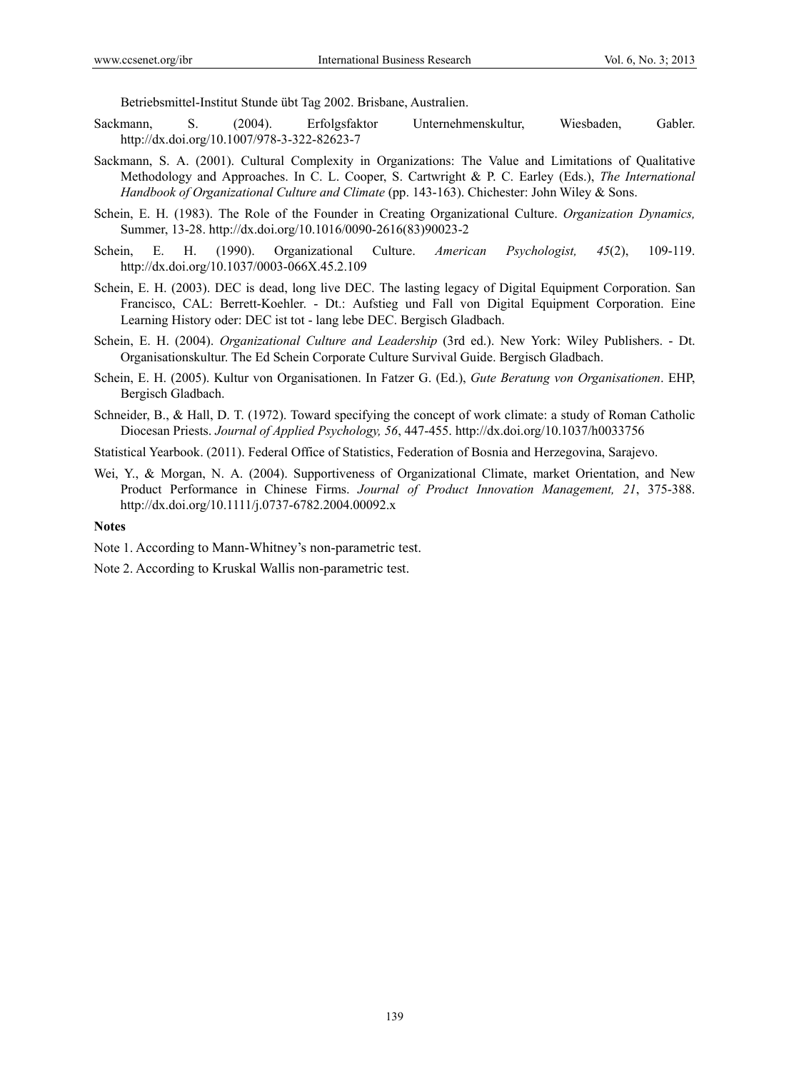Betriebsmittel-Institut Stunde übt Tag 2002. Brisbane, Australien.

Sackmann, S. (2004). Erfolgsfaktor Unternehmenskultur, Wiesbaden, Gabler. http://dx.doi.org/10.1007/978-3-322-82623-7

Sackmann, S. A. (2001). Cultural Complexity in Organizations: The Value and Limitations of Qualitative Methodology and Approaches. In C. L. Cooper, S. Cartwright & P. C. Earley (Eds.), *The International Handbook of Organizational Culture and Climate* (pp. 143-163). Chichester: John Wiley & Sons.

Schein, E. H. (1983). The Role of the Founder in Creating Organizational Culture. *Organization Dynamics,* Summer, 13-28. http://dx.doi.org/10.1016/0090-2616(83)90023-2

Schein, E. H. (1990). Organizational Culture. *American Psychologist, 45*(2), 109-119. http://dx.doi.org/10.1037/0003-066X.45.2.109

Schein, E. H. (2003). DEC is dead, long live DEC. The lasting legacy of Digital Equipment Corporation. San Francisco, CAL: Berrett-Koehler. - Dt.: Aufstieg und Fall von Digital Equipment Corporation. Eine Learning History oder: DEC ist tot - lang lebe DEC. Bergisch Gladbach.

Schein, E. H. (2004). *Organizational Culture and Leadership* (3rd ed.). New York: Wiley Publishers. - Dt. Organisationskultur. The Ed Schein Corporate Culture Survival Guide. Bergisch Gladbach.

Schein, E. H. (2005). Kultur von Organisationen. In Fatzer G. (Ed.), *Gute Beratung von Organisationen*. EHP, Bergisch Gladbach.

Schneider, B., & Hall, D. T. (1972). Toward specifying the concept of work climate: a study of Roman Catholic Diocesan Priests. *Journal of Applied Psychology, 56*, 447-455. http://dx.doi.org/10.1037/h0033756

Statistical Yearbook. (2011). Federal Office of Statistics, Federation of Bosnia and Herzegovina, Sarajevo.

Wei, Y., & Morgan, N. A. (2004). Supportiveness of Organizational Climate, market Orientation, and New Product Performance in Chinese Firms. *Journal of Product Innovation Management, 21*, 375-388. http://dx.doi.org/10.1111/j.0737-6782.2004.00092.x

**Notes**

Note 1. According to Mann-Whitney's non-parametric test.

Note 2. According to Kruskal Wallis non-parametric test.